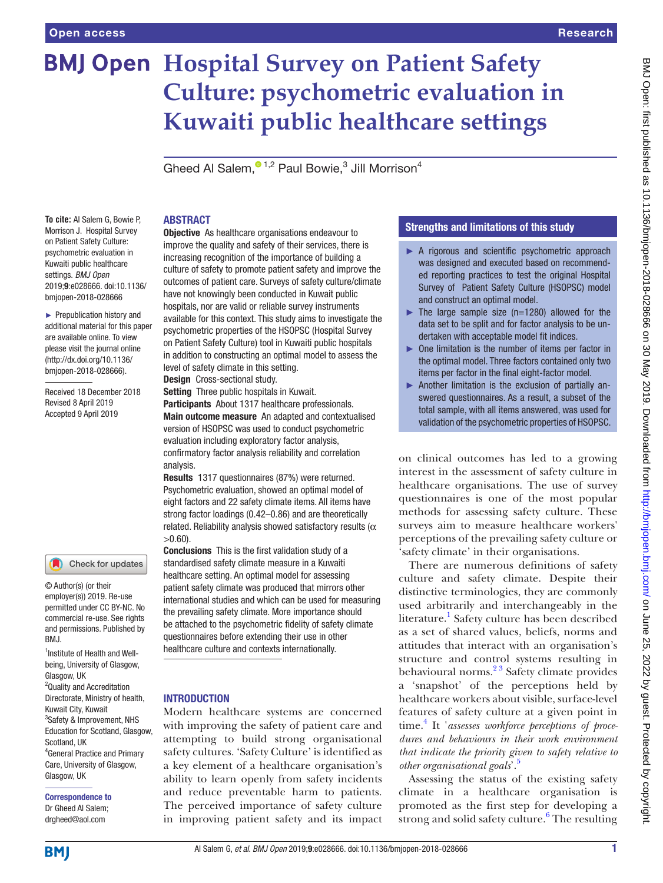# Hospital Survey on Patient Safety Culture: psychometric evaluation in Kuwaiti public healthcare settings

Gheed Al Salem,[1,2] Paul Bowie,[3] Jill Morrison[4]

**To cite:** Al Salem G, Bowie P, Morrison J. Hospital Survey on Patient Safety Culture: psychometric evaluation in Kuwaiti public healthcare settings. *BMJ Open* 2019;**9**:e028666. doi:10.1136/bmjopen-2018-028666

► Prepublication history and additional material for this paper are available online. To view please visit the journal online (http://dx.doi.org/10.1136/bmjopen-2018-028666).

Received 18 December 2018
Revised 8 April 2019
Accepted 9 April 2019

© Author(s) (or their employer(s)) 2019. Re-use permitted under CC BY-NC. No commercial re-use. See rights and permissions. Published by BMJ.

[1]Institute of Health and Wellbeing, University of Glasgow, Glasgow, UK
[2]Quality and Accreditation Directorate, Ministry of health, Kuwait City, Kuwait
[3]Safety & Improvement, NHS Education for Scotland, Glasgow, Scotland, UK
[4]General Practice and Primary Care, University of Glasgow, Glasgow, UK

**Correspondence to**
Dr Gheed Al Salem; drgheed@aol.com

## ABSTRACT

**Objective** As healthcare organisations endeavour to improve the quality and safety of their services, there is increasing recognition of the importance of building a culture of safety to promote patient safety and improve the outcomes of patient care. Surveys of safety culture/climate have not knowingly been conducted in Kuwait public hospitals, nor are valid or reliable survey instruments available for this context. This study aims to investigate the psychometric properties of the HSOPSC (Hospital Survey on Patient Safety Culture) tool in Kuwaiti public hospitals in addition to constructing an optimal model to assess the level of safety climate in this setting.

**Design** Cross-sectional study.

**Setting** Three public hospitals in Kuwait.

**Participants** About 1317 healthcare professionals.

**Main outcome measure** An adapted and contextualised version of HSOPSC was used to conduct psychometric evaluation including exploratory factor analysis, confirmatory factor analysis reliability and correlation analysis.

**Results** 1317 questionnaires (87%) were returned. Psychometric evaluation, showed an optimal model of eight factors and 22 safety climate items. All items have strong factor loadings (0.42–0.86) and are theoretically related. Reliability analysis showed satisfactory results ($\alpha$ >0.60).

**Conclusions** This is the first validation study of a standardised safety climate measure in a Kuwaiti healthcare setting. An optimal model for assessing patient safety climate was produced that mirrors other international studies and which can be used for measuring the prevailing safety climate. More importance should be attached to the psychometric fidelity of safety climate questionnaires before extending their use in other healthcare culture and contexts internationally.

## Strengths and limitations of this study

- A rigorous and scientific psychometric approach was designed and executed based on recommended reporting practices to test the original Hospital Survey of Patient Safety Culture (HSOPSC) model and construct an optimal model.
- The large sample size (n=1280) allowed for the data set to be split and for factor analysis to be undertaken with acceptable model fit indices.
- One limitation is the number of items per factor in the optimal model. Three factors contained only two items per factor in the final eight-factor model.
- Another limitation is the exclusion of partially answered questionnaires. As a result, a subset of the total sample, with all items answered, was used for validation of the psychometric properties of HSOPSC.

## INTRODUCTION

Modern healthcare systems are concerned with improving the safety of patient care and attempting to build strong organisational safety cultures. 'Safety Culture' is identified as a key element of a healthcare organisation's ability to learn openly from safety incidents and reduce preventable harm to patients. The perceived importance of safety culture in improving patient safety and its impact on clinical outcomes has led to a growing interest in the assessment of safety culture in healthcare organisations. The use of survey questionnaires is one of the most popular methods for assessing safety culture. These surveys aim to measure healthcare workers' perceptions of the prevailing safety culture or 'safety climate' in their organisations.

There are numerous definitions of safety culture and safety climate. Despite their distinctive terminologies, they are commonly used arbitrarily and interchangeably in the literature.[1] Safety culture has been described as a set of shared values, beliefs, norms and attitudes that interact with an organisation's structure and control systems resulting in behavioural norms.[2,3] Safety climate provides a 'snapshot' of the perceptions held by healthcare workers about visible, surface-level features of safety culture at a given point in time.[4] It '*assesses workforce perceptions of procedures and behaviours in their work environment that indicate the priority given to safety relative to other organisational goals*'.[5]

Assessing the status of the existing safety climate in a healthcare organisation is promoted as the first step for developing a strong and solid safety culture.[6] The resulting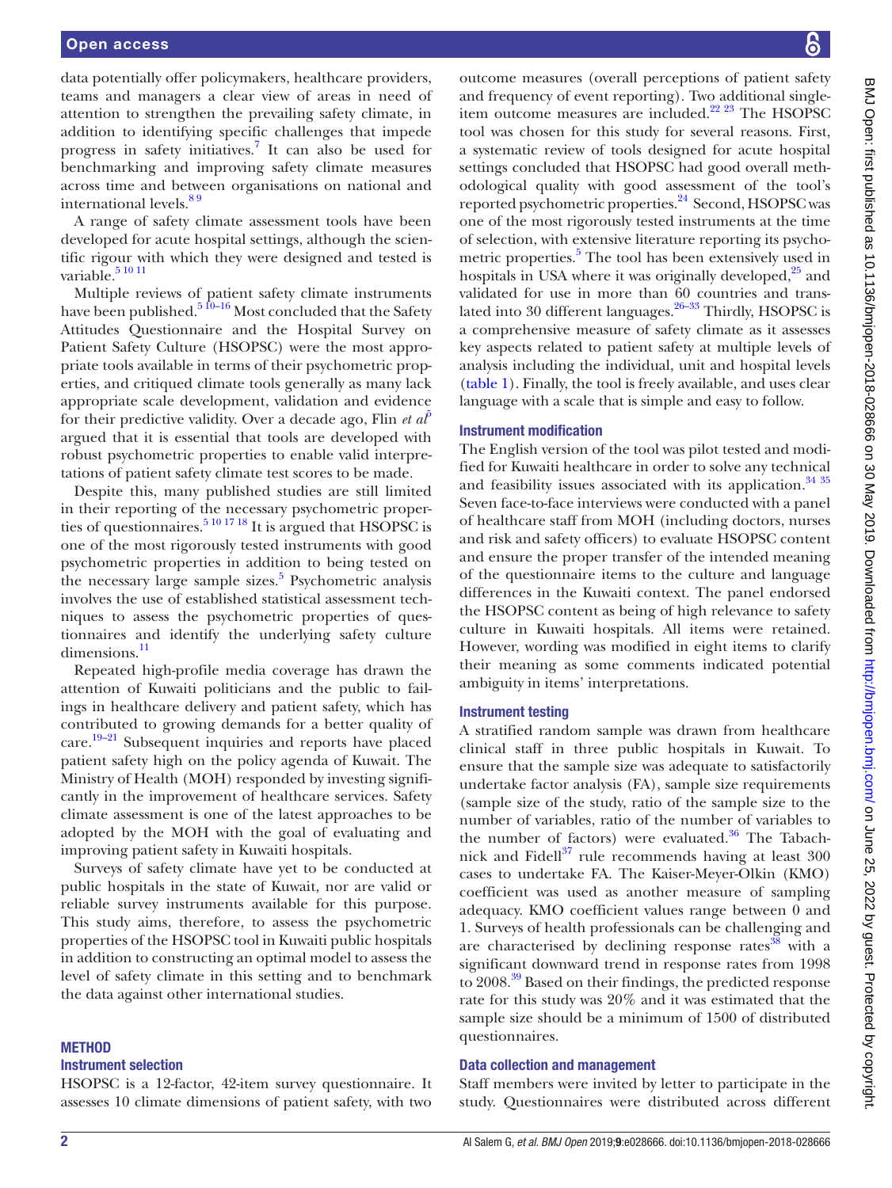data potentially offer policymakers, healthcare providers, teams and managers a clear view of areas in need of attention to strengthen the prevailing safety climate, in addition to identifying specific challenges that impede progress in safety initiatives.[7] It can also be used for benchmarking and improving safety climate measures across time and between organisations on national and international levels.[8 9]

A range of safety climate assessment tools have been developed for acute hospital settings, although the scientific rigour with which they were designed and tested is variable.[5 10 11]

Multiple reviews of patient safety climate instruments have been published.[5 10–16] Most concluded that the Safety Attitudes Questionnaire and the Hospital Survey on Patient Safety Culture (HSOPSC) were the most appropriate tools available in terms of their psychometric properties, and critiqued climate tools generally as many lack appropriate scale development, validation and evidence for their predictive validity. Over a decade ago, Flin *et al*[5] argued that it is essential that tools are developed with robust psychometric properties to enable valid interpretations of patient safety climate test scores to be made.

Despite this, many published studies are still limited in their reporting of the necessary psychometric properties of questionnaires.[5 10 17 18] It is argued that HSOPSC is one of the most rigorously tested instruments with good psychometric properties in addition to being tested on the necessary large sample sizes.[5] Psychometric analysis involves the use of established statistical assessment techniques to assess the psychometric properties of questionnaires and identify the underlying safety culture dimensions.[11]

Repeated high-profile media coverage has drawn the attention of Kuwaiti politicians and the public to failings in healthcare delivery and patient safety, which has contributed to growing demands for a better quality of care.[19–21] Subsequent inquiries and reports have placed patient safety high on the policy agenda of Kuwait. The Ministry of Health (MOH) responded by investing significantly in the improvement of healthcare services. Safety climate assessment is one of the latest approaches to be adopted by the MOH with the goal of evaluating and improving patient safety in Kuwaiti hospitals.

Surveys of safety climate have yet to be conducted at public hospitals in the state of Kuwait, nor are valid or reliable survey instruments available for this purpose. This study aims, therefore, to assess the psychometric properties of the HSOPSC tool in Kuwaiti public hospitals in addition to constructing an optimal model to assess the level of safety climate in this setting and to benchmark the data against other international studies.

## METHOD

### Instrument selection

HSOPSC is a 12-factor, 42-item survey questionnaire. It assesses 10 climate dimensions of patient safety, with two outcome measures (overall perceptions of patient safety and frequency of event reporting). Two additional single-item outcome measures are included.[22 23] The HSOPSC tool was chosen for this study for several reasons. First, a systematic review of tools designed for acute hospital settings concluded that HSOPSC had good overall methodological quality with good assessment of the tool's reported psychometric properties.[24] Second, HSOPSC was one of the most rigorously tested instruments at the time of selection, with extensive literature reporting its psychometric properties.[5] The tool has been extensively used in hospitals in USA where it was originally developed,[25] and validated for use in more than 60 countries and translated into 30 different languages.[26–33] Thirdly, HSOPSC is a comprehensive measure of safety climate as it assesses key aspects related to patient safety at multiple levels of analysis including the individual, unit and hospital levels (table 1). Finally, the tool is freely available, and uses clear language with a scale that is simple and easy to follow.

### Instrument modification

The English version of the tool was pilot tested and modified for Kuwaiti healthcare in order to solve any technical and feasibility issues associated with its application.[34 35] Seven face-to-face interviews were conducted with a panel of healthcare staff from MOH (including doctors, nurses and risk and safety officers) to evaluate HSOPSC content and ensure the proper transfer of the intended meaning of the questionnaire items to the culture and language differences in the Kuwaiti context. The panel endorsed the HSOPSC content as being of high relevance to safety culture in Kuwaiti hospitals. All items were retained. However, wording was modified in eight items to clarify their meaning as some comments indicated potential ambiguity in items' interpretations.

### Instrument testing

A stratified random sample was drawn from healthcare clinical staff in three public hospitals in Kuwait. To ensure that the sample size was adequate to satisfactorily undertake factor analysis (FA), sample size requirements (sample size of the study, ratio of the sample size to the number of variables, ratio of the number of variables to the number of factors) were evaluated.[36] The Tabachnick and Fidell[37] rule recommends having at least 300 cases to undertake FA. The Kaiser-Meyer-Olkin (KMO) coefficient was used as another measure of sampling adequacy. KMO coefficient values range between 0 and 1. Surveys of health professionals can be challenging and are characterised by declining response rates[38] with a significant downward trend in response rates from 1998 to 2008.[39] Based on their findings, the predicted response rate for this study was 20% and it was estimated that the sample size should be a minimum of 1500 of distributed questionnaires.

### Data collection and management

Staff members were invited by letter to participate in the study. Questionnaires were distributed across different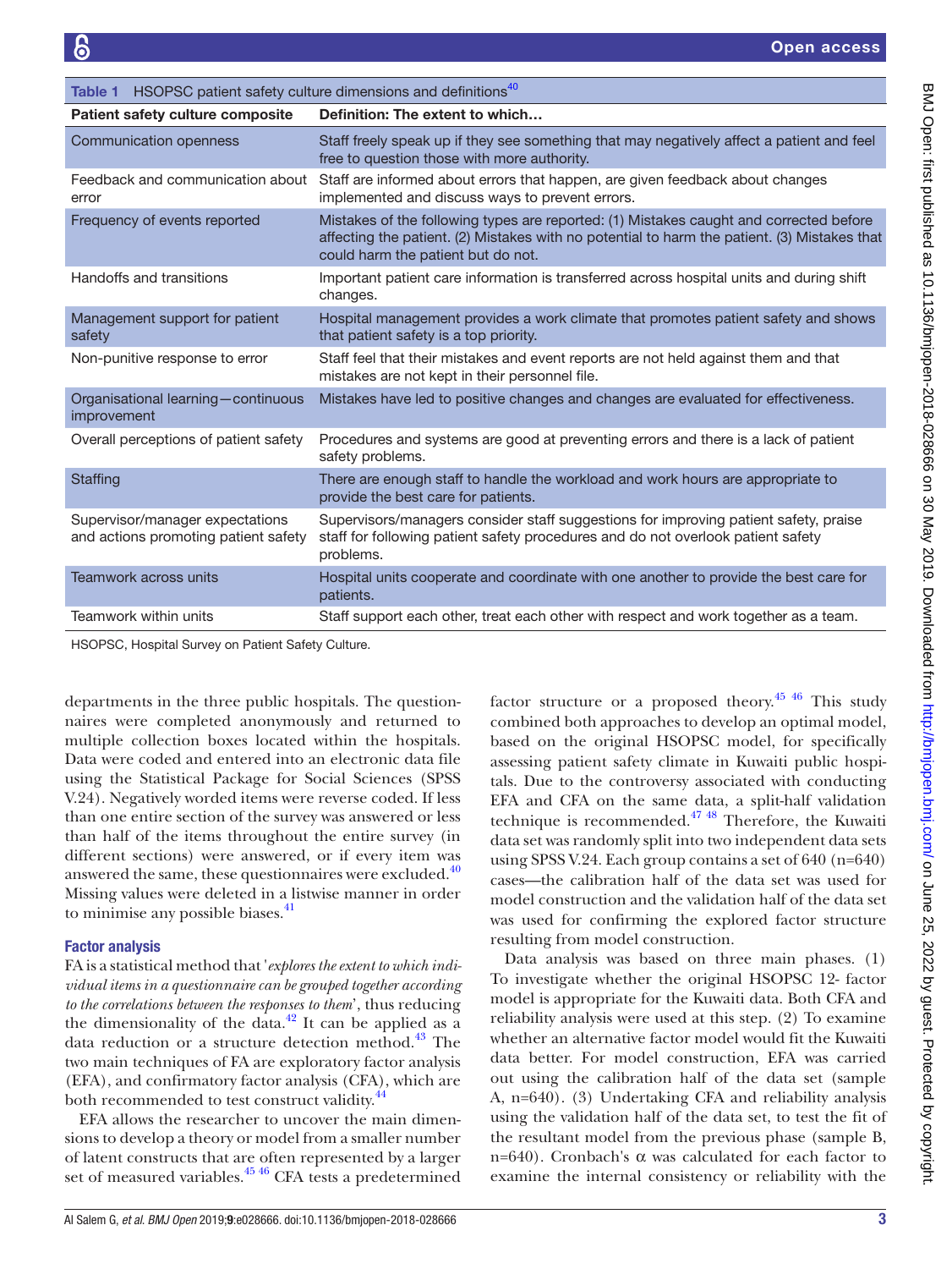**Table 1** HSOPSC patient safety culture dimensions and definitions[40]

| Patient safety culture composite | Definition: The extent to which… |
|---|---|
| Communication openness | Staff freely speak up if they see something that may negatively affect a patient and feel free to question those with more authority. |
| Feedback and communication about error | Staff are informed about errors that happen, are given feedback about changes implemented and discuss ways to prevent errors. |
| Frequency of events reported | Mistakes of the following types are reported: (1) Mistakes caught and corrected before affecting the patient. (2) Mistakes with no potential to harm the patient. (3) Mistakes that could harm the patient but do not. |
| Handoffs and transitions | Important patient care information is transferred across hospital units and during shift changes. |
| Management support for patient safety | Hospital management provides a work climate that promotes patient safety and shows that patient safety is a top priority. |
| Non-punitive response to error | Staff feel that their mistakes and event reports are not held against them and that mistakes are not kept in their personnel file. |
| Organisational learning—continuous improvement | Mistakes have led to positive changes and changes are evaluated for effectiveness. |
| Overall perceptions of patient safety | Procedures and systems are good at preventing errors and there is a lack of patient safety problems. |
| Staffing | There are enough staff to handle the workload and work hours are appropriate to provide the best care for patients. |
| Supervisor/manager expectations and actions promoting patient safety | Supervisors/managers consider staff suggestions for improving patient safety, praise staff for following patient safety procedures and do not overlook patient safety problems. |
| Teamwork across units | Hospital units cooperate and coordinate with one another to provide the best care for patients. |
| Teamwork within units | Staff support each other, treat each other with respect and work together as a team. |

HSOPSC, Hospital Survey on Patient Safety Culture.

departments in the three public hospitals. The questionnaires were completed anonymously and returned to multiple collection boxes located within the hospitals. Data were coded and entered into an electronic data file using the Statistical Package for Social Sciences (SPSS V.24). Negatively worded items were reverse coded. If less than one entire section of the survey was answered or less than half of the items throughout the entire survey (in different sections) were answered, or if every item was answered the same, these questionnaires were excluded.[40] Missing values were deleted in a listwise manner in order to minimise any possible biases.[41]

### Factor analysis

FA is a statistical method that '*explores the extent to which individual items in a questionnaire can be grouped together according to the correlations between the responses to them*', thus reducing the dimensionality of the data.[42] It can be applied as a data reduction or a structure detection method.[43] The two main techniques of FA are exploratory factor analysis (EFA), and confirmatory factor analysis (CFA), which are both recommended to test construct validity.[44]

EFA allows the researcher to uncover the main dimensions to develop a theory or model from a smaller number of latent constructs that are often represented by a larger set of measured variables.[45,46] CFA tests a predetermined factor structure or a proposed theory.[45,46] This study combined both approaches to develop an optimal model, based on the original HSOPSC model, for specifically assessing patient safety climate in Kuwaiti public hospitals. Due to the controversy associated with conducting EFA and CFA on the same data, a split-half validation technique is recommended.[47,48] Therefore, the Kuwaiti data set was randomly split into two independent data sets using SPSS V.24. Each group contains a set of 640 (n=640) cases—the calibration half of the data set was used for model construction and the validation half of the data set was used for confirming the explored factor structure resulting from model construction.

Data analysis was based on three main phases. (1) To investigate whether the original HSOPSC 12- factor model is appropriate for the Kuwaiti data. Both CFA and reliability analysis were used at this step. (2) To examine whether an alternative factor model would fit the Kuwaiti data better. For model construction, EFA was carried out using the calibration half of the data set (sample A, n=640). (3) Undertaking CFA and reliability analysis using the validation half of the data set, to test the fit of the resultant model from the previous phase (sample B, n=640). Cronbach's α was calculated for each factor to examine the internal consistency or reliability with the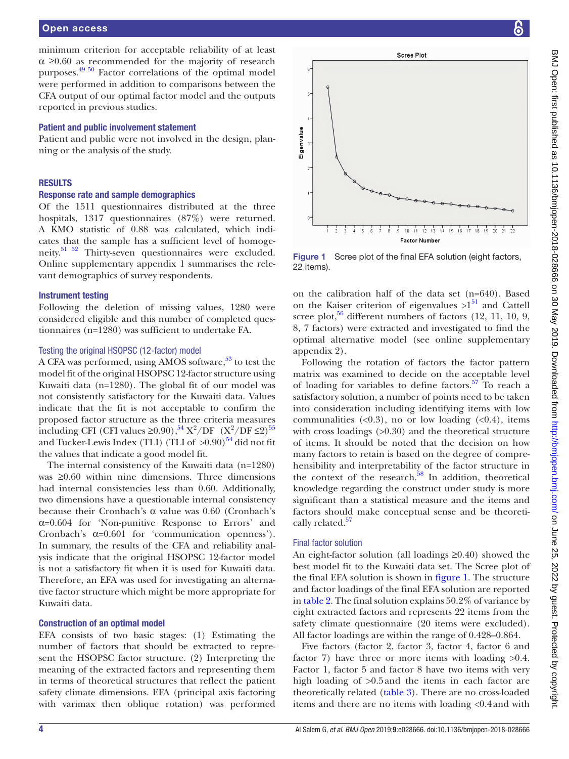minimum criterion for acceptable reliability of at least α ≥0.60 as recommended for the majority of research purposes.[49 50] Factor correlations of the optimal model were performed in addition to comparisons between the CFA output of our optimal factor model and the outputs reported in previous studies.

### Patient and public involvement statement

Patient and public were not involved in the design, planning or the analysis of the study.

## RESULTS

### Response rate and sample demographics

Of the 1511 questionnaires distributed at the three hospitals, 1317 questionnaires (87%) were returned. A KMO statistic of 0.88 was calculated, which indicates that the sample has a sufficient level of homogeneity.[51 52] Thirty-seven questionnaires were excluded. Online supplementary appendix 1 summarises the relevant demographics of survey respondents.

### Instrument testing

Following the deletion of missing values, 1280 were considered eligible and this number of completed questionnaires (n=1280) was sufficient to undertake FA.

#### Testing the original HSOPSC (12-factor) model

A CFA was performed, using AMOS software,[53] to test the model fit of the original HSOPSC 12-factor structure using Kuwaiti data (n=1280). The global fit of our model was not consistently satisfactory for the Kuwaiti data. Values indicate that the fit is not acceptable to confirm the proposed factor structure as the three criteria measures including CFI (CFI values ≥0.90),[54] $X^2/DF$ ($X^2/DF \leq 2$)[55] and Tucker-Lewis Index (TLI) (TLI of >0.90)[54] did not fit the values that indicate a good model fit.

The internal consistency of the Kuwaiti data (n=1280) was ≥0.60 within nine dimensions. Three dimensions had internal consistencies less than 0.60. Additionally, two dimensions have a questionable internal consistency because their Cronbach's α value was 0.60 (Cronbach's α=0.604 for 'Non-punitive Response to Errors' and Cronbach's α=0.601 for 'communication openness'). In summary, the results of the CFA and reliability analysis indicate that the original HSOPSC 12-factor model is not a satisfactory fit when it is used for Kuwaiti data. Therefore, an EFA was used for investigating an alternative factor structure which might be more appropriate for Kuwaiti data.

### Construction of an optimal model

EFA consists of two basic stages: (1) Estimating the number of factors that should be extracted to represent the HSOPSC factor structure. (2) Interpreting the meaning of the extracted factors and representing them in terms of theoretical structures that reflect the patient safety climate dimensions. EFA (principal axis factoring with varimax then oblique rotation) was performed on the calibration half of the data set (n=640). Based on the Kaiser criterion of eigenvalues >1[51] and Cattell scree plot,[56] different numbers of factors (12, 11, 10, 9, 8, 7 factors) were extracted and investigated to find the optimal alternative model (see online supplementary appendix 2).

Following the rotation of factors the factor pattern matrix was examined to decide on the acceptable level of loading for variables to define factors.[57] To reach a satisfactory solution, a number of points need to be taken into consideration including identifying items with low communalities (<0.3), no or low loading (<0.4), items with cross loadings (>0.30) and the theoretical structure of items. It should be noted that the decision on how many factors to retain is based on the degree of comprehensibility and interpretability of the factor structure in the context of the research.[58] In addition, theoretical knowledge regarding the construct under study is more significant than a statistical measure and the items and factors should make conceptual sense and be theoretically related.[57]

Figure 1 Scree plot of the final EFA solution (eight factors, 22 items).

#### Final factor solution

An eight-factor solution (all loadings ≥0.40) showed the best model fit to the Kuwaiti data set. The Scree plot of the final EFA solution is shown in figure 1. The structure and factor loadings of the final EFA solution are reported in table 2. The final solution explains 50.2% of variance by eight extracted factors and represents 22 items from the safety climate questionnaire (20 items were excluded). All factor loadings are within the range of 0.428–0.864.

Five factors (factor 2, factor 3, factor 4, factor 6 and factor 7) have three or more items with loading >0.4. Factor 1, factor 5 and factor 8 have two items with very high loading of >0.5 and the items in each factor are theoretically related (table 3). There are no cross-loaded items and there are no items with loading <0.4 and with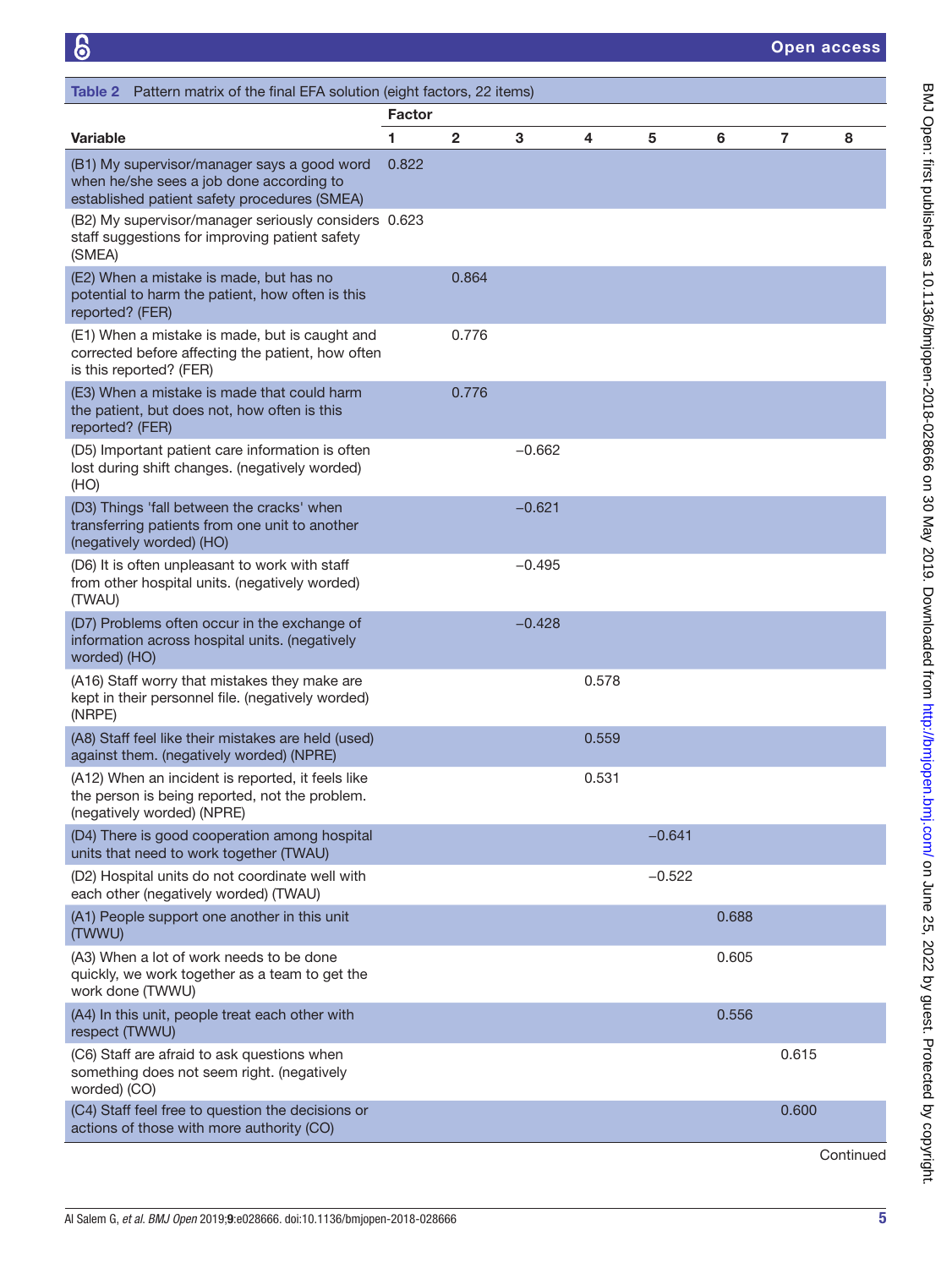**Table 2** Pattern matrix of the final EFA solution (eight factors, 22 items)

| Variable | Factor 1 | 2 | 3 | 4 | 5 | 6 | 7 | 8 |
|---|---|---|---|---|---|---|---|---|
| (B1) My supervisor/manager says a good word when he/she sees a job done according to established patient safety procedures (SMEA) | 0.822 | | | | | | | |
| (B2) My supervisor/manager seriously considers staff suggestions for improving patient safety (SMEA) | 0.623 | | | | | | | |
| (E2) When a mistake is made, but has no potential to harm the patient, how often is this reported? (FER) | | 0.864 | | | | | | |
| (E1) When a mistake is made, but is caught and corrected before affecting the patient, how often is this reported? (FER) | | 0.776 | | | | | | |
| (E3) When a mistake is made that could harm the patient, but does not, how often is this reported? (FER) | | 0.776 | | | | | | |
| (D5) Important patient care information is often lost during shift changes. (negatively worded) (HO) | | | −0.662 | | | | | |
| (D3) Things 'fall between the cracks' when transferring patients from one unit to another (negatively worded) (HO) | | | −0.621 | | | | | |
| (D6) It is often unpleasant to work with staff from other hospital units. (negatively worded) (TWAU) | | | −0.495 | | | | | |
| (D7) Problems often occur in the exchange of information across hospital units. (negatively worded) (HO) | | | −0.428 | | | | | |
| (A16) Staff worry that mistakes they make are kept in their personnel file. (negatively worded) (NRPE) | | | | 0.578 | | | | |
| (A8) Staff feel like their mistakes are held (used) against them. (negatively worded) (NPRE) | | | | 0.559 | | | | |
| (A12) When an incident is reported, it feels like the person is being reported, not the problem. (negatively worded) (NPRE) | | | | 0.531 | | | | |
| (D4) There is good cooperation among hospital units that need to work together (TWAU) | | | | | −0.641 | | | |
| (D2) Hospital units do not coordinate well with each other (negatively worded) (TWAU) | | | | | −0.522 | | | |
| (A1) People support one another in this unit (TWWU) | | | | | | 0.688 | | |
| (A3) When a lot of work needs to be done quickly, we work together as a team to get the work done (TWWU) | | | | | | 0.605 | | |
| (A4) In this unit, people treat each other with respect (TWWU) | | | | | | 0.556 | | |
| (C6) Staff are afraid to ask questions when something does not seem right. (negatively worded) (CO) | | | | | | | 0.615 | |
| (C4) Staff feel free to question the decisions or actions of those with more authority (CO) | | | | | | | 0.600 | |

Continued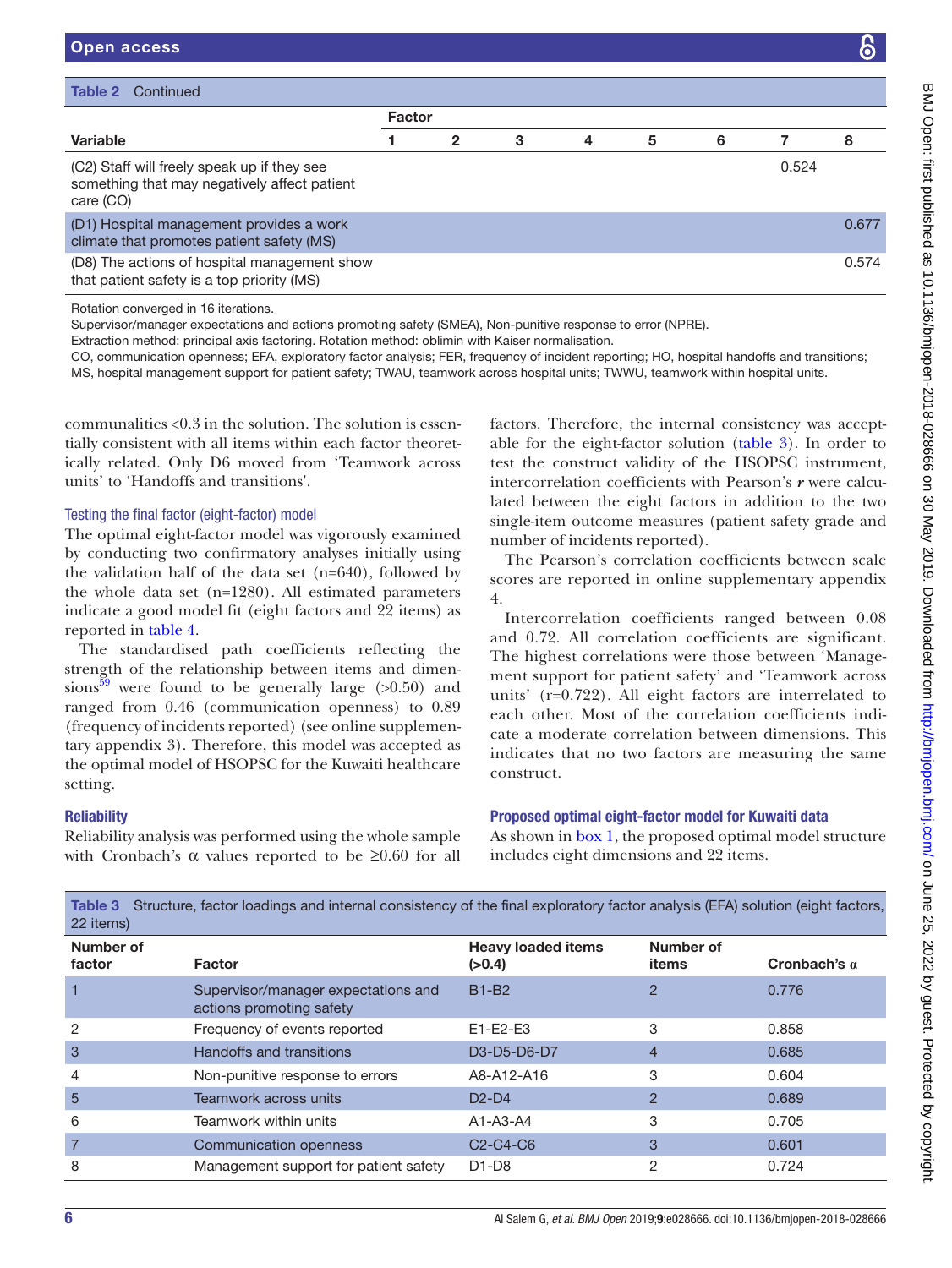**Table 2** Continued

| Variable | Factor 1 | 2 | 3 | 4 | 5 | 6 | 7 | 8 |
|---|---|---|---|---|---|---|---|---|
| (C2) Staff will freely speak up if they see something that may negatively affect patient care (CO) | | | | | | | 0.524 | |
| (D1) Hospital management provides a work climate that promotes patient safety (MS) | | | | | | | | 0.677 |
| (D8) The actions of hospital management show that patient safety is a top priority (MS) | | | | | | | | 0.574 |

Rotation converged in 16 iterations.
Supervisor/manager expectations and actions promoting safety (SMEA), Non-punitive response to error (NPRE).
Extraction method: principal axis factoring. Rotation method: oblimin with Kaiser normalisation.
CO, communication openness; EFA, exploratory factor analysis; FER, frequency of incident reporting; HO, hospital handoffs and transitions; MS, hospital management support for patient safety; TWAU, teamwork across hospital units; TWWU, teamwork within hospital units.

communalities <0.3 in the solution. The solution is essentially consistent with all items within each factor theoretically related. Only D6 moved from 'Teamwork across units' to 'Handoffs and transitions'.

### Testing the final factor (eight-factor) model

The optimal eight-factor model was vigorously examined by conducting two confirmatory analyses initially using the validation half of the data set (n=640), followed by the whole data set (n=1280). All estimated parameters indicate a good model fit (eight factors and 22 items) as reported in table 4.

The standardised path coefficients reflecting the strength of the relationship between items and dimensions[59] were found to be generally large (>0.50) and ranged from 0.46 (communication openness) to 0.89 (frequency of incidents reported) (see online supplementary appendix 3). Therefore, this model was accepted as the optimal model of HSOPSC for the Kuwaiti healthcare setting.

### Reliability

Reliability analysis was performed using the whole sample with Cronbach's α values reported to be ≥0.60 for all factors. Therefore, the internal consistency was acceptable for the eight-factor solution (table 3). In order to test the construct validity of the HSOPSC instrument, intercorrelation coefficients with Pearson's ***r*** were calculated between the eight factors in addition to the two single-item outcome measures (patient safety grade and number of incidents reported).

The Pearson's correlation coefficients between scale scores are reported in online supplementary appendix 4.

Intercorrelation coefficients ranged between 0.08 and 0.72. All correlation coefficients are significant. The highest correlations were those between 'Management support for patient safety' and 'Teamwork across units' (r=0.722). All eight factors are interrelated to each other. Most of the correlation coefficients indicate a moderate correlation between dimensions. This indicates that no two factors are measuring the same construct.

### Proposed optimal eight-factor model for Kuwaiti data

As shown in box 1, the proposed optimal model structure includes eight dimensions and 22 items.

**Table 3** Structure, factor loadings and internal consistency of the final exploratory factor analysis (EFA) solution (eight factors, 22 items)

| Number of factor | Factor | Heavy loaded items (>0.4) | Number of items | Cronbach's α |
|---|---|---|---|---|
| 1 | Supervisor/manager expectations and actions promoting safety | B1-B2 | 2 | 0.776 |
| 2 | Frequency of events reported | E1-E2-E3 | 3 | 0.858 |
| 3 | Handoffs and transitions | D3-D5-D6-D7 | 4 | 0.685 |
| 4 | Non-punitive response to errors | A8-A12-A16 | 3 | 0.604 |
| 5 | Teamwork across units | D2-D4 | 2 | 0.689 |
| 6 | Teamwork within units | A1-A3-A4 | 3 | 0.705 |
| 7 | Communication openness | C2-C4-C6 | 3 | 0.601 |
| 8 | Management support for patient safety | D1-D8 | 2 | 0.724 |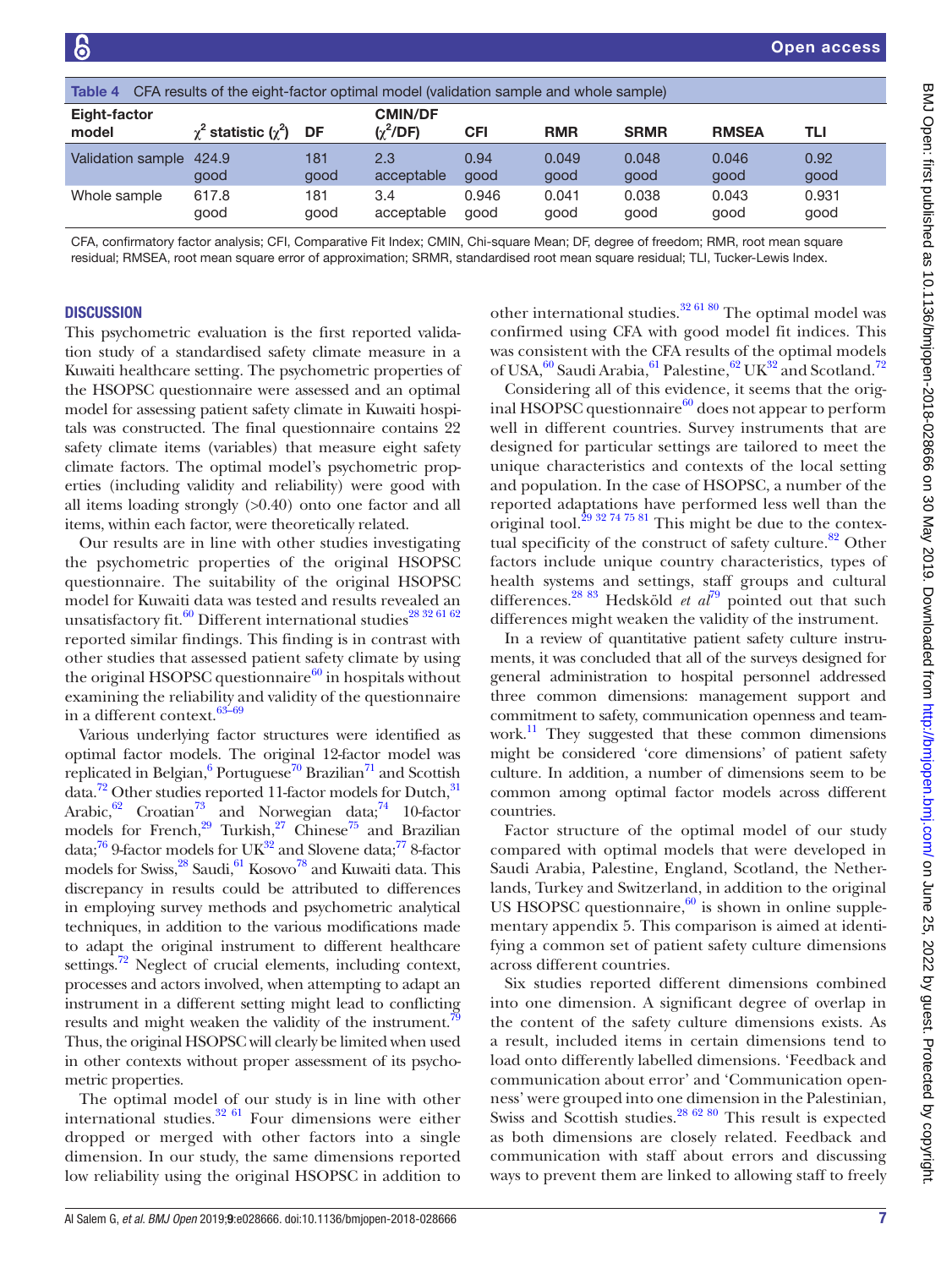Table 4 CFA results of the eight-factor optimal model (validation sample and whole sample)

| Eight-factor model | $\chi^2$ statistic ($\chi^2$) | DF | CMIN/DF ($\chi^2$/DF) | CFI | RMR | SRMR | RMSEA | TLI |
|---|---|---|---|---|---|---|---|---|
| Validation sample | 424.9 good | 181 good | 2.3 acceptable | 0.94 good | 0.049 good | 0.048 good | 0.046 good | 0.92 good |
| Whole sample | 617.8 good | 181 good | 3.4 acceptable | 0.946 good | 0.041 good | 0.038 good | 0.043 good | 0.931 good |

CFA, confirmatory factor analysis; CFI, Comparative Fit Index; CMIN, Chi-square Mean; DF, degree of freedom; RMR, root mean square residual; RMSEA, root mean square error of approximation; SRMR, standardised root mean square residual; TLI, Tucker-Lewis Index.

## DISCUSSION

This psychometric evaluation is the first reported validation study of a standardised safety climate measure in a Kuwaiti healthcare setting. The psychometric properties of the HSOPSC questionnaire were assessed and an optimal model for assessing patient safety climate in Kuwaiti hospitals was constructed. The final questionnaire contains 22 safety climate items (variables) that measure eight safety climate factors. The optimal model's psychometric properties (including validity and reliability) were good with all items loading strongly (>0.40) onto one factor and all items, within each factor, were theoretically related.

Our results are in line with other studies investigating the psychometric properties of the original HSOPSC questionnaire. The suitability of the original HSOPSC model for Kuwaiti data was tested and results revealed an unsatisfactory fit.[60] Different international studies[28 32 61 62] reported similar findings. This finding is in contrast with other studies that assessed patient safety climate by using the original HSOPSC questionnaire[60] in hospitals without examining the reliability and validity of the questionnaire in a different context.[63–69]

Various underlying factor structures were identified as optimal factor models. The original 12-factor model was replicated in Belgian,[6] Portuguese[70] Brazilian[71] and Scottish data.[72] Other studies reported 11-factor models for Dutch,[31] Arabic,[62] Croatian[73] and Norwegian data;[74] 10-factor models for French,[29] Turkish,[27] Chinese[75] and Brazilian data;[76] 9-factor models for UK[32] and Slovene data;[77] 8-factor models for Swiss,[28] Saudi,[61] Kosovo[78] and Kuwaiti data. This discrepancy in results could be attributed to differences in employing survey methods and psychometric analytical techniques, in addition to the various modifications made to adapt the original instrument to different healthcare settings.[72] Neglect of crucial elements, including context, processes and actors involved, when attempting to adapt an instrument in a different setting might lead to conflicting results and might weaken the validity of the instrument.[79] Thus, the original HSOPSC will clearly be limited when used in other contexts without proper assessment of its psychometric properties.

The optimal model of our study is in line with other international studies.[32 61] Four dimensions were either dropped or merged with other factors into a single dimension. In our study, the same dimensions reported low reliability using the original HSOPSC in addition to other international studies.[32 61 80] The optimal model was confirmed using CFA with good model fit indices. This was consistent with the CFA results of the optimal models of USA,[60] Saudi Arabia,[61] Palestine,[62] UK[32] and Scotland.[72]

Considering all of this evidence, it seems that the original HSOPSC questionnaire[60] does not appear to perform well in different countries. Survey instruments that are designed for particular settings are tailored to meet the unique characteristics and contexts of the local setting and population. In the case of HSOPSC, a number of the reported adaptations have performed less well than the original tool.[29 32 74 75 81] This might be due to the contextual specificity of the construct of safety culture.[82] Other factors include unique country characteristics, types of health systems and settings, staff groups and cultural differences.[28 83] Hedsköld *et al*[79] pointed out that such differences might weaken the validity of the instrument.

In a review of quantitative patient safety culture instruments, it was concluded that all of the surveys designed for general administration to hospital personnel addressed three common dimensions: management support and commitment to safety, communication openness and teamwork.[11] They suggested that these common dimensions might be considered 'core dimensions' of patient safety culture. In addition, a number of dimensions seem to be common among optimal factor models across different countries.

Factor structure of the optimal model of our study compared with optimal models that were developed in Saudi Arabia, Palestine, England, Scotland, the Netherlands, Turkey and Switzerland, in addition to the original US HSOPSC questionnaire,[60] is shown in online supplementary appendix 5. This comparison is aimed at identifying a common set of patient safety culture dimensions across different countries.

Six studies reported different dimensions combined into one dimension. A significant degree of overlap in the content of the safety culture dimensions exists. As a result, included items in certain dimensions tend to load onto differently labelled dimensions. 'Feedback and communication about error' and 'Communication openness' were grouped into one dimension in the Palestinian, Swiss and Scottish studies.[28 62 80] This result is expected as both dimensions are closely related. Feedback and communication with staff about errors and discussing ways to prevent them are linked to allowing staff to freely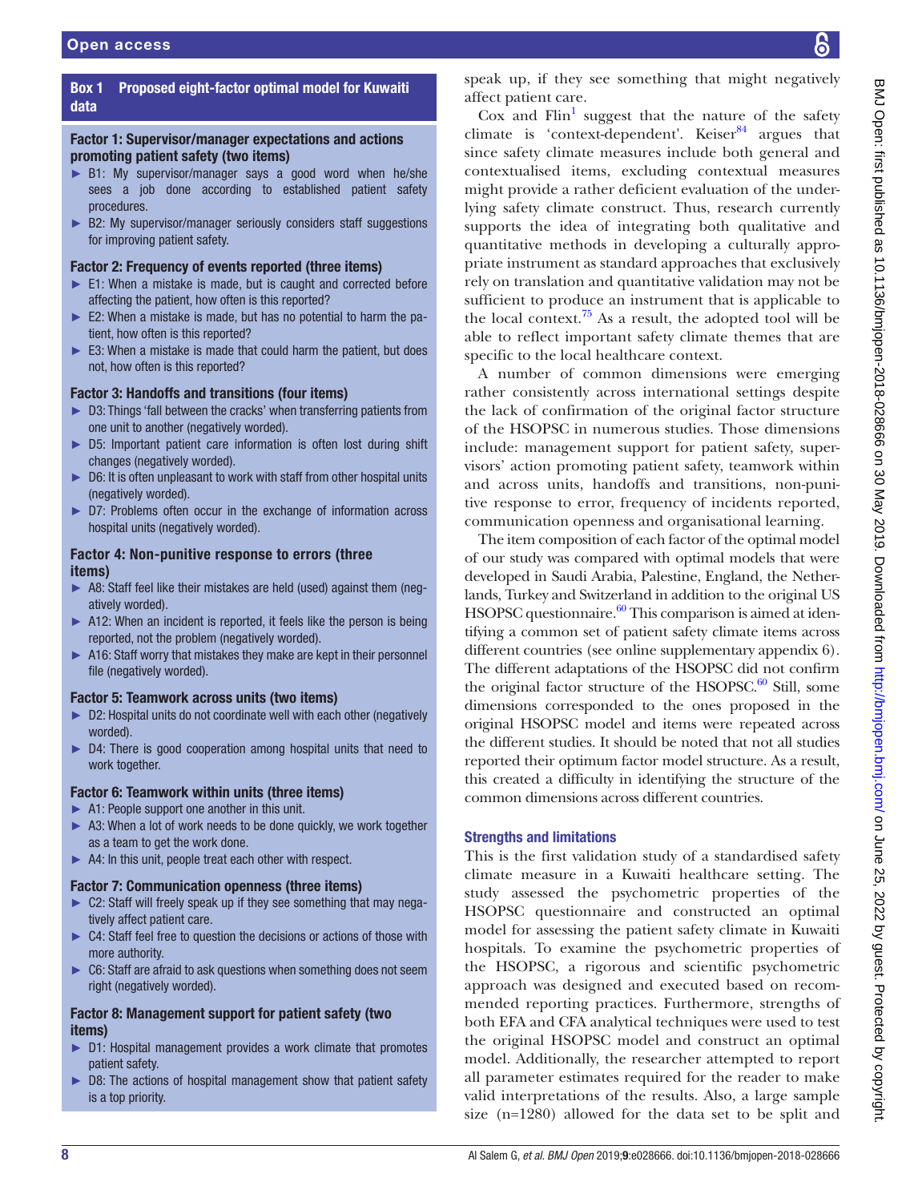**Box 1 Proposed eight-factor optimal model for Kuwaiti data**

**Factor 1: Supervisor/manager expectations and actions promoting patient safety (two items)**

- B1: My supervisor/manager says a good word when he/she sees a job done according to established patient safety procedures.
- B2: My supervisor/manager seriously considers staff suggestions for improving patient safety.

**Factor 2: Frequency of events reported (three items)**

- E1: When a mistake is made, but is caught and corrected before affecting the patient, how often is this reported?
- E2: When a mistake is made, but has no potential to harm the patient, how often is this reported?
- E3: When a mistake is made that could harm the patient, but does not, how often is this reported?

**Factor 3: Handoffs and transitions (four items)**

- D3: Things 'fall between the cracks' when transferring patients from one unit to another (negatively worded).
- D5: Important patient care information is often lost during shift changes (negatively worded).
- D6: It is often unpleasant to work with staff from other hospital units (negatively worded).
- D7: Problems often occur in the exchange of information across hospital units (negatively worded).

**Factor 4: Non-punitive response to errors (three items)**

- A8: Staff feel like their mistakes are held (used) against them (negatively worded).
- A12: When an incident is reported, it feels like the person is being reported, not the problem (negatively worded).
- A16: Staff worry that mistakes they make are kept in their personnel file (negatively worded).

**Factor 5: Teamwork across units (two items)**

- D2: Hospital units do not coordinate well with each other (negatively worded).
- D4: There is good cooperation among hospital units that need to work together.

**Factor 6: Teamwork within units (three items)**

- A1: People support one another in this unit.
- A3: When a lot of work needs to be done quickly, we work together as a team to get the work done.
- A4: In this unit, people treat each other with respect.

**Factor 7: Communication openness (three items)**

- C2: Staff will freely speak up if they see something that may negatively affect patient care.
- C4: Staff feel free to question the decisions or actions of those with more authority.
- C6: Staff are afraid to ask questions when something does not seem right (negatively worded).

**Factor 8: Management support for patient safety (two items)**

- D1: Hospital management provides a work climate that promotes patient safety.
- D8: The actions of hospital management show that patient safety is a top priority.

speak up, if they see something that might negatively affect patient care.

Cox and Flin[1] suggest that the nature of the safety climate is 'context-dependent'. Keiser[84] argues that since safety climate measures include both general and contextualised items, excluding contextual measures might provide a rather deficient evaluation of the underlying safety climate construct. Thus, research currently supports the idea of integrating both qualitative and quantitative methods in developing a culturally appropriate instrument as standard approaches that exclusively rely on translation and quantitative validation may not be sufficient to produce an instrument that is applicable to the local context.[75] As a result, the adopted tool will be able to reflect important safety climate themes that are specific to the local healthcare context.

A number of common dimensions were emerging rather consistently across international settings despite the lack of confirmation of the original factor structure of the HSOPSC in numerous studies. Those dimensions include: management support for patient safety, supervisors' action promoting patient safety, teamwork within and across units, handoffs and transitions, non-punitive response to error, frequency of incidents reported, communication openness and organisational learning.

The item composition of each factor of the optimal model of our study was compared with optimal models that were developed in Saudi Arabia, Palestine, England, the Netherlands, Turkey and Switzerland in addition to the original US HSOPSC questionnaire.[60] This comparison is aimed at identifying a common set of patient safety climate items across different countries (see online supplementary appendix 6). The different adaptations of the HSOPSC did not confirm the original factor structure of the HSOPSC.[60] Still, some dimensions corresponded to the ones proposed in the original HSOPSC model and items were repeated across the different studies. It should be noted that not all studies reported their optimum factor model structure. As a result, this created a difficulty in identifying the structure of the common dimensions across different countries.

## Strengths and limitations

This is the first validation study of a standardised safety climate measure in a Kuwaiti healthcare setting. The study assessed the psychometric properties of the HSOPSC questionnaire and constructed an optimal model for assessing the patient safety climate in Kuwaiti hospitals. To examine the psychometric properties of the HSOPSC, a rigorous and scientific psychometric approach was designed and executed based on recommended reporting practices. Furthermore, strengths of both EFA and CFA analytical techniques were used to test the original HSOPSC model and construct an optimal model. Additionally, the researcher attempted to report all parameter estimates required for the reader to make valid interpretations of the results. Also, a large sample size (n=1280) allowed for the data set to be split and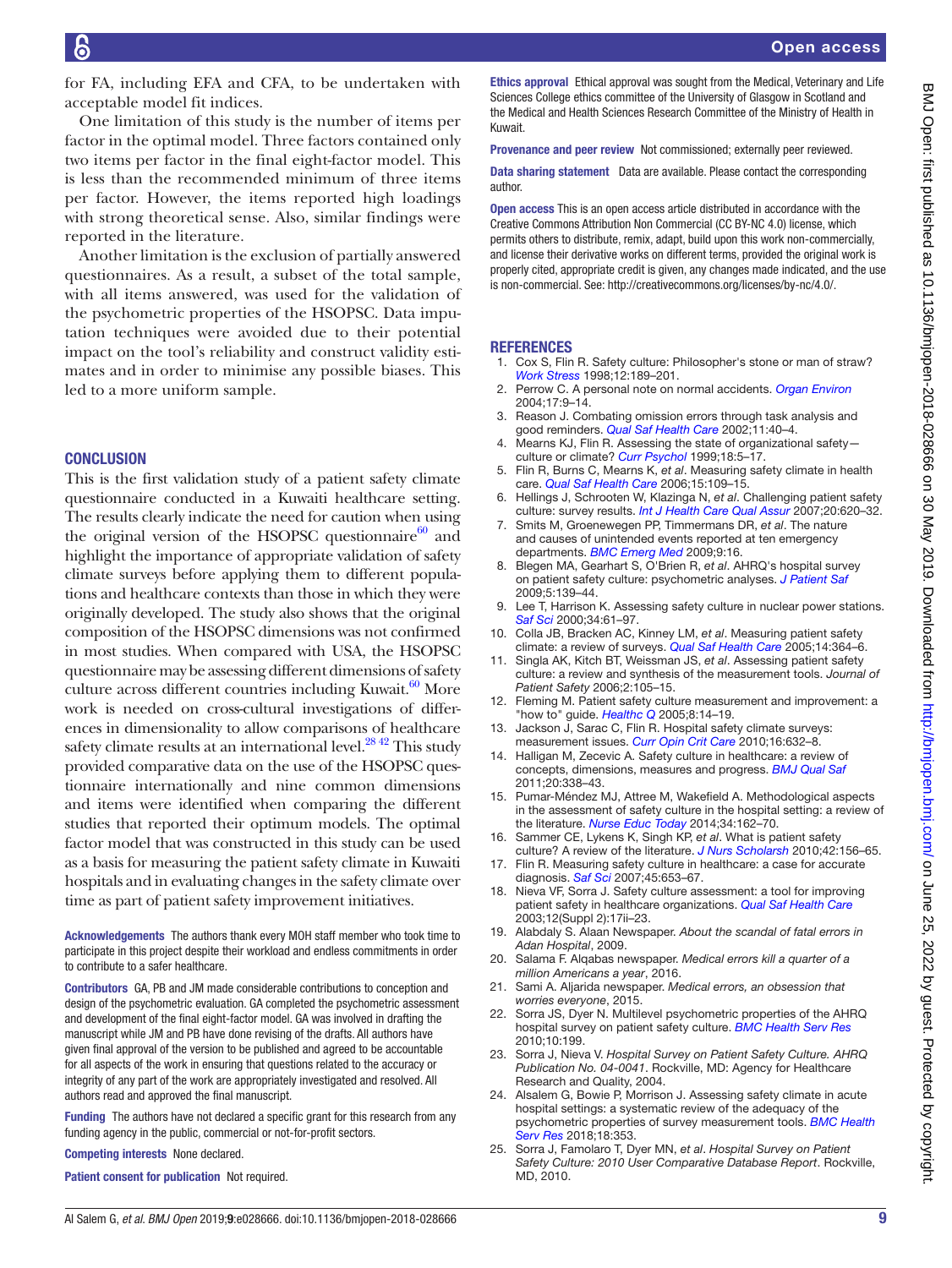for FA, including EFA and CFA, to be undertaken with acceptable model fit indices.

One limitation of this study is the number of items per factor in the optimal model. Three factors contained only two items per factor in the final eight-factor model. This is less than the recommended minimum of three items per factor. However, the items reported high loadings with strong theoretical sense. Also, similar findings were reported in the literature.

Another limitation is the exclusion of partially answered questionnaires. As a result, a subset of the total sample, with all items answered, was used for the validation of the psychometric properties of the HSOPSC. Data imputation techniques were avoided due to their potential impact on the tool's reliability and construct validity estimates and in order to minimise any possible biases. This led to a more uniform sample.

## CONCLUSION

This is the first validation study of a patient safety climate questionnaire conducted in a Kuwaiti healthcare setting. The results clearly indicate the need for caution when using the original version of the HSOPSC questionnaire[60] and highlight the importance of appropriate validation of safety climate surveys before applying them to different populations and healthcare contexts than those in which they were originally developed. The study also shows that the original composition of the HSOPSC dimensions was not confirmed in most studies. When compared with USA, the HSOPSC questionnaire may be assessing different dimensions of safety culture across different countries including Kuwait.[60] More work is needed on cross-cultural investigations of differences in dimensionality to allow comparisons of healthcare safety climate results at an international level.[28 42] This study provided comparative data on the use of the HSOPSC questionnaire internationally and nine common dimensions and items were identified when comparing the different studies that reported their optimum models. The optimal factor model that was constructed in this study can be used as a basis for measuring the patient safety climate in Kuwaiti hospitals and in evaluating changes in the safety climate over time as part of patient safety improvement initiatives.

**Acknowledgements** The authors thank every MOH staff member who took time to participate in this project despite their workload and endless commitments in order to contribute to a safer healthcare.

**Contributors** GA, PB and JM made considerable contributions to conception and design of the psychometric evaluation. GA completed the psychometric assessment and development of the final eight-factor model. GA was involved in drafting the manuscript while JM and PB have done revising of the drafts. All authors have given final approval of the version to be published and agreed to be accountable for all aspects of the work in ensuring that questions related to the accuracy or integrity of any part of the work are appropriately investigated and resolved. All authors read and approved the final manuscript.

**Funding** The authors have not declared a specific grant for this research from any funding agency in the public, commercial or not-for-profit sectors.

**Competing interests** None declared.

**Patient consent for publication** Not required.

**Ethics approval** Ethical approval was sought from the Medical, Veterinary and Life Sciences College ethics committee of the University of Glasgow in Scotland and the Medical and Health Sciences Research Committee of the Ministry of Health in Kuwait.

**Provenance and peer review** Not commissioned; externally peer reviewed.

**Data sharing statement** Data are available. Please contact the corresponding author.

**Open access** This is an open access article distributed in accordance with the Creative Commons Attribution Non Commercial (CC BY-NC 4.0) license, which permits others to distribute, remix, adapt, build upon this work non-commercially, and license their derivative works on different terms, provided the original work is properly cited, appropriate credit is given, any changes made indicated, and the use is non-commercial. See: http://creativecommons.org/licenses/by-nc/4.0/.

## REFERENCES

1. Cox S, Flin R. Safety culture: Philosopher's stone or man of straw? *Work Stress* 1998;12:189–201.
2. Perrow C. A personal note on normal accidents. *Organ Environ* 2004;17:9–14.
3. Reason J. Combating omission errors through task analysis and good reminders. *Qual Saf Health Care* 2002;11:40–4.
4. Mearns KJ, Flin R. Assessing the state of organizational safety—culture or climate? *Curr Psychol* 1999;18:5–17.
5. Flin R, Burns C, Mearns K, *et al*. Measuring safety climate in health care. *Qual Saf Health Care* 2006;15:109–15.
6. Hellings J, Schrooten W, Klazinga N, *et al*. Challenging patient safety culture: survey results. *Int J Health Care Qual Assur* 2007;20:620–32.
7. Smits M, Groenewegen PP, Timmermans DR, *et al*. The nature and causes of unintended events reported at ten emergency departments. *BMC Emerg Med* 2009;9:16.
8. Blegen MA, Gearhart S, O'Brien R, *et al*. AHRQ's hospital survey on patient safety culture: psychometric analyses. *J Patient Saf* 2009;5:139–44.
9. Lee T, Harrison K. Assessing safety culture in nuclear power stations. *Saf Sci* 2000;34:61–97.
10. Colla JB, Bracken AC, Kinney LM, *et al*. Measuring patient safety climate: a review of surveys. *Qual Saf Health Care* 2005;14:364–6.
11. Singla AK, Kitch BT, Weissman JS, *et al*. Assessing patient safety culture: a review and synthesis of the measurement tools. *Journal of Patient Safety* 2006;2:105–15.
12. Fleming M. Patient safety culture measurement and improvement: a "how to" guide. *Healthc Q* 2005;8:14–19.
13. Jackson J, Sarac C, Flin R. Hospital safety climate surveys: measurement issues. *Curr Opin Crit Care* 2010;16:632–8.
14. Halligan M, Zecevic A. Safety culture in healthcare: a review of concepts, dimensions, measures and progress. *BMJ Qual Saf* 2011;20:338–43.
15. Pumar-Méndez MJ, Attree M, Wakefield A. Methodological aspects in the assessment of safety culture in the hospital setting: a review of the literature. *Nurse Educ Today* 2014;34:162–70.
16. Sammer CE, Lykens K, Singh KP, *et al*. What is patient safety culture? A review of the literature. *J Nurs Scholarsh* 2010;42:156–65.
17. Flin R. Measuring safety culture in healthcare: a case for accurate diagnosis. *Saf Sci* 2007;45:653–67.
18. Nieva VF, Sorra J. Safety culture assessment: a tool for improving patient safety in healthcare organizations. *Qual Saf Health Care* 2003;12(Suppl 2):17ii–23.
19. Alabdaly S. Alaan Newspaper. *About the scandal of fatal errors in Adan Hospital*, 2009.
20. Salama F. Alqabas newspaper. *Medical errors kill a quarter of a million Americans a year*, 2016.
21. Sami A. Aljarida newspaper. *Medical errors, an obsession that worries everyone*, 2015.
22. Sorra JS, Dyer N. Multilevel psychometric properties of the AHRQ hospital survey on patient safety culture. *BMC Health Serv Res* 2010;10:199.
23. Sorra J, Nieva V. *Hospital Survey on Patient Safety Culture. AHRQ Publication No. 04-0041*. Rockville, MD: Agency for Healthcare Research and Quality, 2004.
24. Alsalem G, Bowie P, Morrison J. Assessing safety climate in acute hospital settings: a systematic review of the adequacy of the psychometric properties of survey measurement tools. *BMC Health Serv Res* 2018;18:353.
25. Sorra J, Famolaro T, Dyer MN, *et al*. *Hospital Survey on Patient Safety Culture: 2010 User Comparative Database Report*. Rockville, MD, 2010.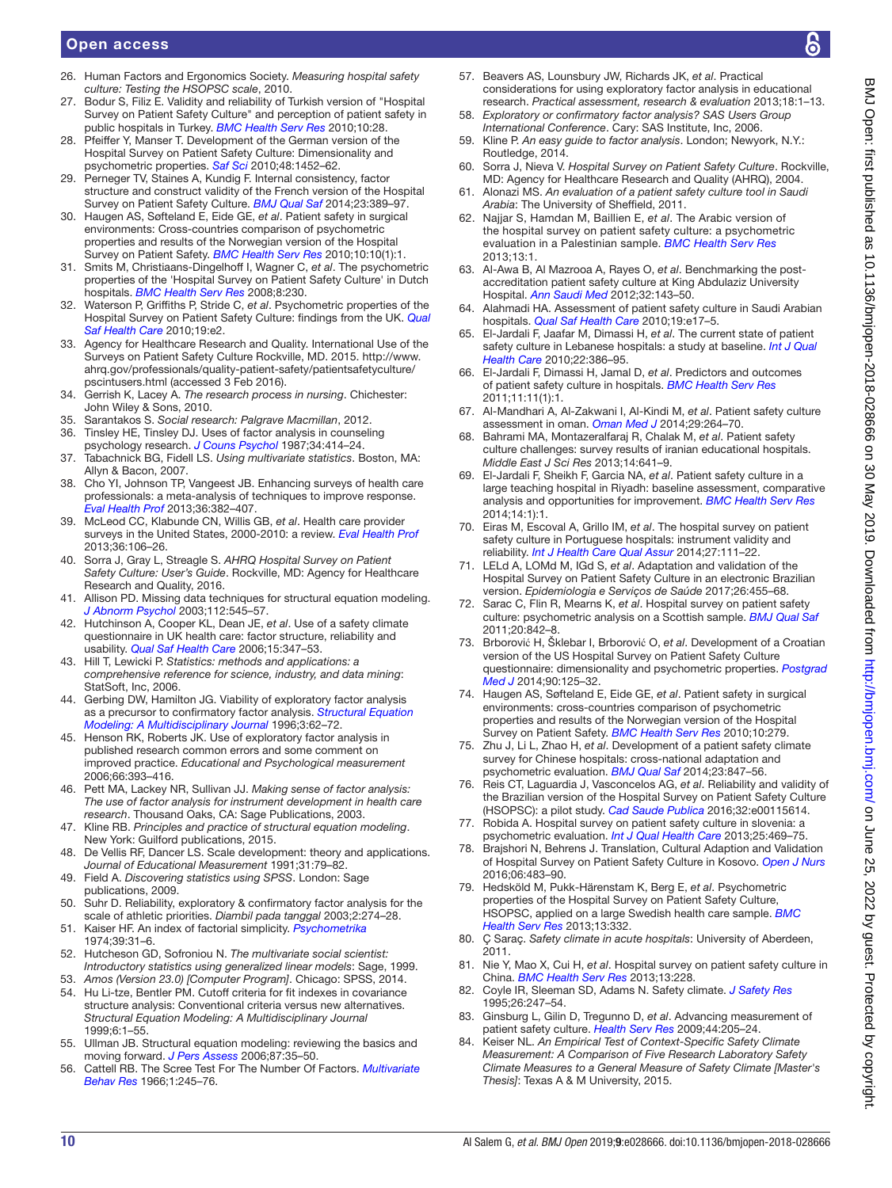26. Human Factors and Ergonomics Society. *Measuring hospital safety culture: Testing the HSOPSC scale*, 2010.
27. Bodur S, Filiz E. Validity and reliability of Turkish version of "Hospital Survey on Patient Safety Culture" and perception of patient safety in public hospitals in Turkey. *BMC Health Serv Res* 2010;10:28.
28. Pfeiffer Y, Manser T. Development of the German version of the Hospital Survey on Patient Safety Culture: Dimensionality and psychometric properties. *Saf Sci* 2010;48:1452–62.
29. Perneger TV, Staines A, Kundig F. Internal consistency, factor structure and construct validity of the French version of the Hospital Survey on Patient Safety Culture. *BMJ Qual Saf* 2014;23:389–97.
30. Haugen AS, Søfteland E, Eide GE, *et al*. Patient safety in surgical environments: Cross-countries comparison of psychometric properties and results of the Norwegian version of the Hospital Survey on Patient Safety. *BMC Health Serv Res* 2010;10:10(1):1.
31. Smits M, Christiaans-Dingelhoff I, Wagner C, *et al*. The psychometric properties of the 'Hospital Survey on Patient Safety Culture' in Dutch hospitals. *BMC Health Serv Res* 2008;8:230.
32. Waterson P, Griffiths P, Stride C, *et al*. Psychometric properties of the Hospital Survey on Patient Safety Culture: findings from the UK. *Qual Saf Health Care* 2010;19:e2.
33. Agency for Healthcare Research and Quality. International Use of the Surveys on Patient Safety Culture Rockville, MD. 2015. http://www.ahrq.gov/professionals/quality-patient-safety/patientsafetyculture/pscintusers.html (accessed 3 Feb 2016).
34. Gerrish K, Lacey A. *The research process in nursing*. Chichester: John Wiley & Sons, 2010.
35. Sarantakos S. *Social research: Palgrave Macmillan*, 2012.
36. Tinsley HE, Tinsley DJ. Uses of factor analysis in counseling psychology research. *J Couns Psychol* 1987;34:414–24.
37. Tabachnick BG, Fidell LS. *Using multivariate statistics*. Boston, MA: Allyn & Bacon, 2007.
38. Cho YI, Johnson TP, Vangeest JB. Enhancing surveys of health care professionals: a meta-analysis of techniques to improve response. *Eval Health Prof* 2013;36:382–407.
39. McLeod CC, Klabunde CN, Willis GB, *et al*. Health care provider surveys in the United States, 2000-2010: a review. *Eval Health Prof* 2013;36:106–26.
40. Sorra J, Gray L, Streagle S. *AHRQ Hospital Survey on Patient Safety Culture: User's Guide*. Rockville, MD: Agency for Healthcare Research and Quality, 2016.
41. Allison PD. Missing data techniques for structural equation modeling. *J Abnorm Psychol* 2003;112:545–57.
42. Hutchinson A, Cooper KL, Dean JE, *et al*. Use of a safety climate questionnaire in UK health care: factor structure, reliability and usability. *Qual Saf Health Care* 2006;15:347–53.
43. Hill T, Lewicki P. *Statistics: methods and applications: a comprehensive reference for science, industry, and data mining*: StatSoft, Inc, 2006.
44. Gerbing DW, Hamilton JG. Viability of exploratory factor analysis as a precursor to confirmatory factor analysis. *Structural Equation Modeling: A Multidisciplinary Journal* 1996;3:62–72.
45. Henson RK, Roberts JK. Use of exploratory factor analysis in published research common errors and some comment on improved practice. *Educational and Psychological measurement* 2006;66:393–416.
46. Pett MA, Lackey NR, Sullivan JJ. *Making sense of factor analysis: The use of factor analysis for instrument development in health care research*. Thousand Oaks, CA: Sage Publications, 2003.
47. Kline RB. *Principles and practice of structural equation modeling*. New York: Guilford publications, 2015.
48. De Vellis RF, Dancer LS. Scale development: theory and applications. *Journal of Educational Measurement* 1991;31:79–82.
49. Field A. *Discovering statistics using SPSS*. London: Sage publications, 2009.
50. Suhr D. Reliability, exploratory & confirmatory factor analysis for the scale of athletic priorities. *Diambil pada tanggal* 2003;2:274–28.
51. Kaiser HF. An index of factorial simplicity. *Psychometrika* 1974;39:31–6.
52. Hutcheson GD, Sofroniou N. *The multivariate social scientist: Introductory statistics using generalized linear models*: Sage, 1999.
53. *Amos (Version 23.0) [Computer Program]*. Chicago: SPSS, 2014.
54. Hu Li-tze, Bentler PM. Cutoff criteria for fit indexes in covariance structure analysis: Conventional criteria versus new alternatives. *Structural Equation Modeling: A Multidisciplinary Journal* 1999;6:1–55.
55. Ullman JB. Structural equation modeling: reviewing the basics and moving forward. *J Pers Assess* 2006;87:35–50.
56. Cattell RB. The Scree Test For The Number Of Factors. *Multivariate Behav Res* 1966;1:245–76.
57. Beavers AS, Lounsbury JW, Richards JK, *et al*. Practical considerations for using exploratory factor analysis in educational research. *Practical assessment, research & evaluation* 2013;18:1–13.
58. *Exploratory or confirmatory factor analysis? SAS Users Group International Conference*. Cary: SAS Institute, Inc, 2006.
59. Kline P. *An easy guide to factor analysis*. London; Newyork, N.Y.: Routledge, 2014.
60. Sorra J, Nieva V. *Hospital Survey on Patient Safety Culture*. Rockville, MD: Agency for Healthcare Research and Quality (AHRQ), 2004.
61. Alonazi MS. *An evaluation of a patient safety culture tool in Saudi Arabia*: The University of Sheffield, 2011.
62. Najjar S, Hamdan M, Baillien E, *et al*. The Arabic version of the hospital survey on patient safety culture: a psychometric evaluation in a Palestinian sample. *BMC Health Serv Res* 2013;13:1.
63. Al-Awa B, Al Mazrooa A, Rayes O, *et al*. Benchmarking the post-accreditation patient safety culture at King Abdulaziz University Hospital. *Ann Saudi Med* 2012;32:143–50.
64. Alahmadi HA. Assessment of patient safety culture in Saudi Arabian hospitals. *Qual Saf Health Care* 2010;19:e17–5.
65. El-Jardali F, Jaafar M, Dimassi H, *et al*. The current state of patient safety culture in Lebanese hospitals: a study at baseline. *Int J Qual Health Care* 2010;22:386–95.
66. El-Jardali F, Dimassi H, Jamal D, *et al*. Predictors and outcomes of patient safety culture in hospitals. *BMC Health Serv Res* 2011;11:11(1):1.
67. Al-Mandhari A, Al-Zakwani I, Al-Kindi M, *et al*. Patient safety culture assessment in oman. *Oman Med J* 2014;29:264–70.
68. Bahrami MA, Montazeralfaraj R, Chalak M, *et al*. Patient safety culture challenges: survey results of iranian educational hospitals. *Middle East J Sci Res* 2013;14:641–9.
69. El-Jardali F, Sheikh F, Garcia NA, *et al*. Patient safety culture in a large teaching hospital in Riyadh: baseline assessment, comparative analysis and opportunities for improvement. *BMC Health Serv Res* 2014;14:1):1.
70. Eiras M, Escoval A, Grillo IM, *et al*. The hospital survey on patient safety culture in Portuguese hospitals: instrument validity and reliability. *Int J Health Care Qual Assur* 2014;27:111–22.
71. LELd A, LOMd M, IGd S, *et al*. Adaptation and validation of the Hospital Survey on Patient Safety Culture in an electronic Brazilian version. *Epidemiologia e Serviços de Saúde* 2017;26:455–68.
72. Sarac C, Flin R, Mearns K, *et al*. Hospital survey on patient safety culture: psychometric analysis on a Scottish sample. *BMJ Qual Saf* 2011;20:842–8.
73. Brborović H, Šklebar I, Brborović O, *et al*. Development of a Croatian version of the US Hospital Survey on Patient Safety Culture questionnaire: dimensionality and psychometric properties. *Postgrad Med J* 2014;90:125–32.
74. Haugen AS, Søfteland E, Eide GE, *et al*. Patient safety in surgical environments: cross-countries comparison of psychometric properties and results of the Norwegian version of the Hospital Survey on Patient Safety. *BMC Health Serv Res* 2010;10:279.
75. Zhu J, Li L, Zhao H, *et al*. Development of a patient safety climate survey for Chinese hospitals: cross-national adaptation and psychometric evaluation. *BMJ Qual Saf* 2014;23:847–56.
76. Reis CT, Laguardia J, Vasconcelos AG, *et al*. Reliability and validity of the Brazilian version of the Hospital Survey on Patient Safety Culture (HSOPSC): a pilot study. *Cad Saude Publica* 2016;32:e00115614.
77. Robida A. Hospital survey on patient safety culture in slovenia: a psychometric evaluation. *Int J Qual Health Care* 2013;25:469–75.
78. Brajshori N, Behrens J. Translation, Cultural Adaption and Validation of Hospital Survey on Patient Safety Culture in Kosovo. *Open J Nurs* 2016;06:483–90.
79. Hedsköld M, Pukk-Härenstam K, Berg E, *et al*. Psychometric properties of the Hospital Survey on Patient Safety Culture, HSOPSC, applied on a large Swedish health care sample. *BMC Health Serv Res* 2013;13:332.
80. Ç Saraç. *Safety climate in acute hospitals*: University of Aberdeen, 2011.
81. Nie Y, Mao X, Cui H, *et al*. Hospital survey on patient safety culture in China. *BMC Health Serv Res* 2013;13:228.
82. Coyle IR, Sleeman SD, Adams N. Safety climate. *J Safety Res* 1995;26:247–54.
83. Ginsburg L, Gilin D, Tregunno D, *et al*. Advancing measurement of patient safety culture. *Health Serv Res* 2009;44:205–24.
84. Keiser NL. *An Empirical Test of Context-Specific Safety Climate Measurement: A Comparison of Five Research Laboratory Safety Climate Measures to a General Measure of Safety Climate [Master's Thesis]*: Texas A & M University, 2015.